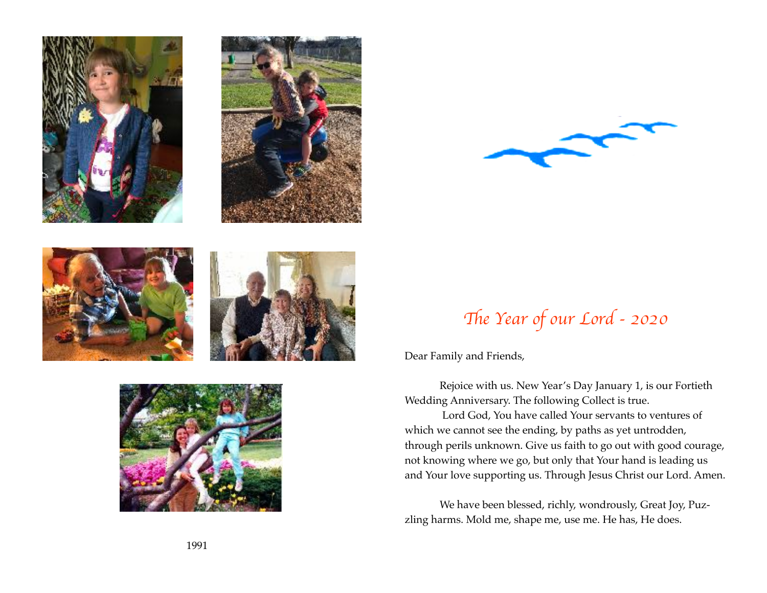1991

# *The Year of our Lord - 2020*

Dear Family and Friends,

Rejoice with us. New Year's Day January 1, is our Fortieth Wedding Anniversary. The following Collect is true.

Lord God, You have called Your servants to ventures of which we cannot see the ending, by paths as yet untrodden, through perils unknown. Give us faith to go out with good courage, not knowing where we go, but only that Your hand is leading us and Your love supporting us. Through Jesus Christ our Lord. Amen.

We have been blessed, richly, wondrously, Great Joy, Puzzling harms. Mold me, shape me, use me. He has, He does.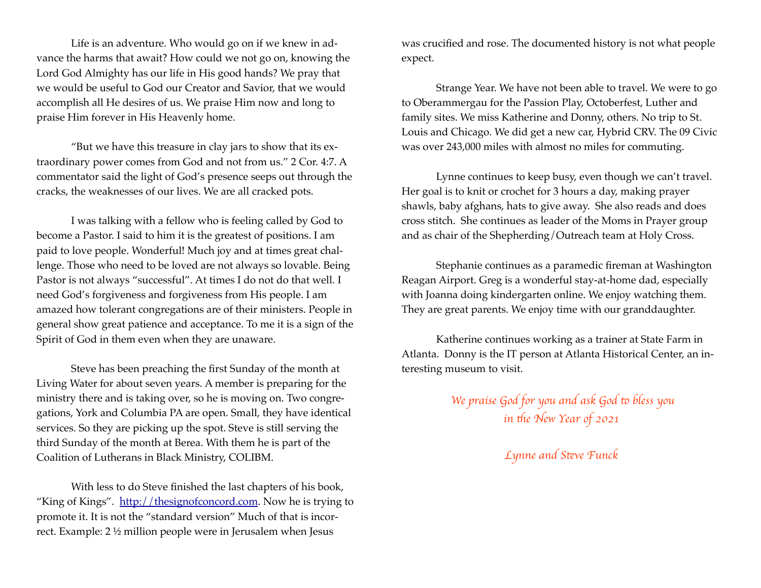Life is an adventure. Who would go on if we knew in advance the harms that await? How could we not go on, knowing the Lord God Almighty has our life in His good hands? We pray that we would be useful to God our Creator and Savior, that we would accomplish all He desires of us. We praise Him now and long to praise Him forever in His Heavenly home.

"But we have this treasure in clay jars to show that its extraordinary power comes from God and not from us." 2 Cor. 4:7. A commentator said the light of God's presence seeps out through the cracks, the weaknesses of our lives. We are all cracked pots.

I was talking with a fellow who is feeling called by God to become a Pastor. I said to him it is the greatest of positions. I am paid to love people. Wonderful! Much joy and at times great challenge. Those who need to be loved are not always so lovable. Being Pastor is not always "successful". At times I do not do that well. I need God's forgiveness and forgiveness from His people. I am amazed how tolerant congregations are of their ministers. People in general show great patience and acceptance. To me it is a sign of the Spirit of God in them even when they are unaware.

Steve has been preaching the first Sunday of the month at Living Water for about seven years. A member is preparing for the ministry there and is taking over, so he is moving on. Two congregations, York and Columbia PA are open. Small, they have identical services. So they are picking up the spot. Steve is still serving the third Sunday of the month at Berea. With them he is part of the Coalition of Lutherans in Black Ministry, COLIBM.

With less to do Steve finished the last chapters of his book, "King of Kings". [http://thesignofconcord.com](http://thesignofconcord.com). Now he is trying to promote it. It is not the "standard version" Much of that is incorrect. Example: 2 ½ million people were in Jerusalem when Jesus was crucified and rose. The documented history is not what people expect.

Strange Year. We have not been able to travel. We were to go to Oberammergau for the Passion Play, Octoberfest, Luther and family sites. We miss Katherine and Donny, others. No trip to St. Louis and Chicago. We did get a new car, Hybrid CRV. The 09 Civic was over 243,000 miles with almost no miles for commuting.

Lynne continues to keep busy, even though we can't travel. Her goal is to knit or crochet for 3 hours a day, making prayer shawls, baby afghans, hats to give away. She also reads and does cross stitch. She continues as leader of the Moms in Prayer group and as chair of the Shepherding/Outreach team at Holy Cross.

Stephanie continues as a paramedic fireman at Washington Reagan Airport. Greg is a wonderful stay-at-home dad, especially with Joanna doing kindergarten online. We enjoy watching them. They are great parents. We enjoy time with our granddaughter.

Katherine continues working as a trainer at State Farm in Atlanta. Donny is the IT person at Atlanta Historical Center, an interesting museum to visit.

*We praise God for you and ask God to bless you in the New Year of 2021*

*Lynne and Steve Funck*